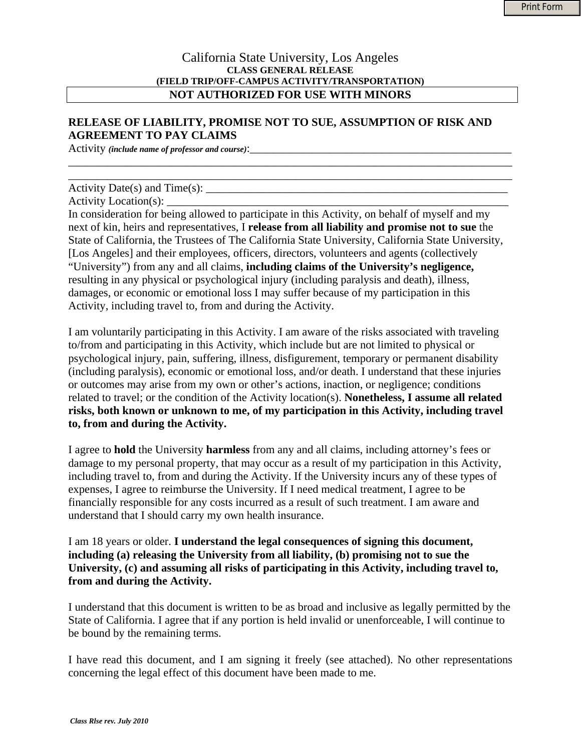California State University, Los Angeles

**CLASS GENERAL RELEASE**

**(FIELD TRIP/OFF-CAMPUS ACTIVITY/TRANSPORTATION)**

**NOT AUTHORIZED FOR USE WITH MINORS**

## RELEASE OF LIABILITY, PROMISE NOT TO SUE, ASSUMPTION OF RISK AND AGREEMENT TO PAY CLAIMS

Activity ***(include name of professor and course)***:_____________________________________________________

_________________________________________________________________________________

_________________________________________________________________________________

Activity Date(s) and Time(s): ____________________________________________________

Activity Location(s): __________________________________________________________

In consideration for being allowed to participate in this Activity, on behalf of myself and my next of kin, heirs and representatives, I **release from all liability and promise not to sue** the State of California, the Trustees of The California State University, California State University, [Los Angeles] and their employees, officers, directors, volunteers and agents (collectively "University") from any and all claims, **including claims of the University's negligence,** resulting in any physical or psychological injury (including paralysis and death), illness, damages, or economic or emotional loss I may suffer because of my participation in this Activity, including travel to, from and during the Activity.

I am voluntarily participating in this Activity. I am aware of the risks associated with traveling to/from and participating in this Activity, which include but are not limited to physical or psychological injury, pain, suffering, illness, disfigurement, temporary or permanent disability (including paralysis), economic or emotional loss, and/or death. I understand that these injuries or outcomes may arise from my own or other's actions, inaction, or negligence; conditions related to travel; or the condition of the Activity location(s). **Nonetheless, I assume all related risks, both known or unknown to me, of my participation in this Activity, including travel to, from and during the Activity.**

I agree to **hold** the University **harmless** from any and all claims, including attorney's fees or damage to my personal property, that may occur as a result of my participation in this Activity, including travel to, from and during the Activity. If the University incurs any of these types of expenses, I agree to reimburse the University. If I need medical treatment, I agree to be financially responsible for any costs incurred as a result of such treatment. I am aware and understand that I should carry my own health insurance.

I am 18 years or older. **I understand the legal consequences of signing this document, including (a) releasing the University from all liability, (b) promising not to sue the University, (c) and assuming all risks of participating in this Activity, including travel to, from and during the Activity.**

I understand that this document is written to be as broad and inclusive as legally permitted by the State of California. I agree that if any portion is held invalid or unenforceable, I will continue to be bound by the remaining terms.

I have read this document, and I am signing it freely (see attached). No other representations concerning the legal effect of this document have been made to me.

***Class Rlse rev. July 2010***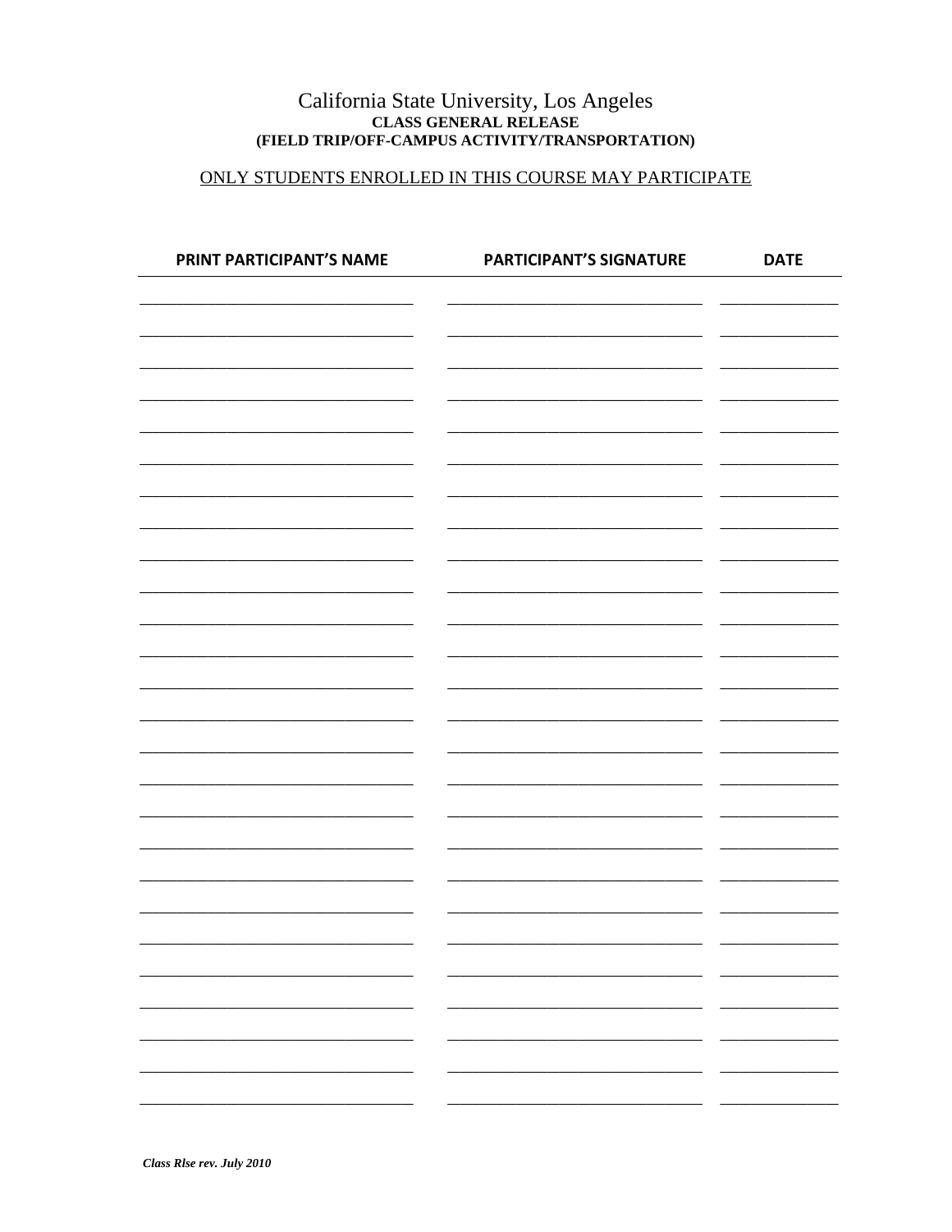California State University, Los Angeles

**CLASS GENERAL RELEASE**

**(FIELD TRIP/OFF-CAMPUS ACTIVITY/TRANSPORTATION)**

ONLY STUDENTS ENROLLED IN THIS COURSE MAY PARTICIPATE

| PRINT PARTICIPANT'S NAME | PARTICIPANT'S SIGNATURE | DATE |
|---|---|---|
| | | |
| | | |
| | | |
| | | |
| | | |
| | | |
| | | |
| | | |
| | | |
| | | |
| | | |
| | | |
| | | |
| | | |
| | | |
| | | |
| | | |
| | | |
| | | |
| | | |
| | | |
| | | |
| | | |
| | | |
| | | |
| | | |

*Class Rlse rev. July 2010*